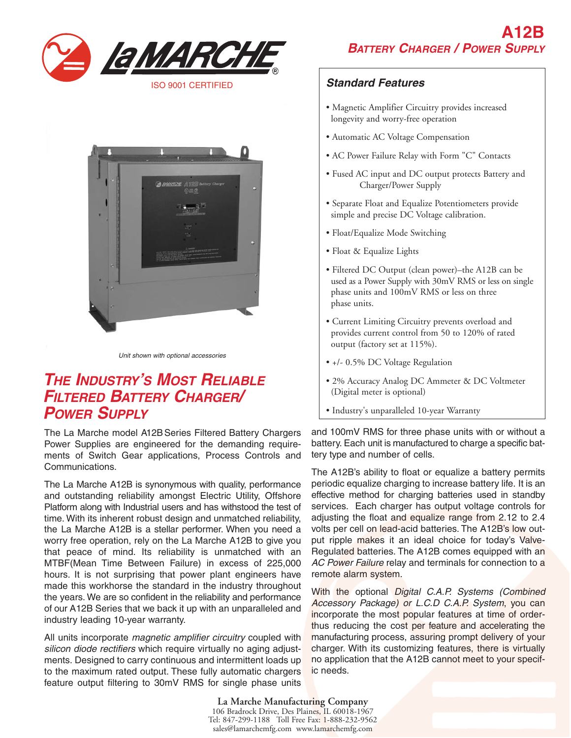La MARCHE®

ISO 9001 CERTIFIED

# A12B
## BATTERY CHARGER / POWER SUPPLY

### Standard Features

- Magnetic Amplifier Circuitry provides increased longevity and worry-free operation
- Automatic AC Voltage Compensation
- AC Power Failure Relay with Form "C" Contacts
- Fused AC input and DC output protects Battery and Charger/Power Supply
- Separate Float and Equalize Potentiometers provide simple and precise DC Voltage calibration.
- Float/Equalize Mode Switching
- Float & Equalize Lights
- Filtered DC Output (clean power)–the A12B can be used as a Power Supply with 30mV RMS or less on single phase units and 100mV RMS or less on three phase units.
- Current Limiting Circuitry prevents overload and provides current control from 50 to 120% of rated output (factory set at 115%).
- +/- 0.5% DC Voltage Regulation
- 2% Accuracy Analog DC Ammeter & DC Voltmeter (Digital meter is optional)
- Industry's unparalleled 10-year Warranty

*Unit shown with optional accessories*

## THE INDUSTRY'S MOST RELIABLE FILTERED BATTERY CHARGER/ POWER SUPPLY

The La Marche model A12B Series Filtered Battery Chargers Power Supplies are engineered for the demanding requirements of Switch Gear applications, Process Controls and Communications.

The La Marche A12B is synonymous with quality, performance and outstanding reliability amongst Electric Utility, Offshore Platform along with Industrial users and has withstood the test of time. With its inherent robust design and unmatched reliability, the La Marche A12B is a stellar performer. When you need a worry free operation, rely on the La Marche A12B to give you that peace of mind. Its reliability is unmatched with an MTBF(Mean Time Between Failure) in excess of 225,000 hours. It is not surprising that power plant engineers have made this workhorse the standard in the industry throughout the years. We are so confident in the reliability and performance of our A12B Series that we back it up with an unparalleled and industry leading 10-year warranty.

All units incorporate *magnetic amplifier circuitry* coupled with *silicon diode rectifiers* which require virtually no aging adjustments. Designed to carry continuous and intermittent loads up to the maximum rated output. These fully automatic chargers feature output filtering to 30mV RMS for single phase units and 100mV RMS for three phase units with or without a battery. Each unit is manufactured to charge a specific battery type and number of cells.

The A12B's ability to float or equalize a battery permits periodic equalize charging to increase battery life. It is an effective method for charging batteries used in standby services. Each charger has output voltage controls for adjusting the float and equalize range from 2.12 to 2.4 volts per cell on lead-acid batteries. The A12B's low output ripple makes it an ideal choice for today's Valve-Regulated batteries. The A12B comes equipped with an *AC Power Failure* relay and terminals for connection to a remote alarm system.

With the optional *Digital C.A.P. Systems (Combined Accessory Package) or L.C.D C.A.P. System*, you can incorporate the most popular features at time of order-thus reducing the cost per feature and accelerating the manufacturing process, assuring prompt delivery of your charger. With its customizing features, there is virtually no application that the A12B cannot meet to your specific needs.

**La Marche Manufacturing Company**
106 Bradrock Drive, Des Plaines, IL 60018-1967
Tel: 847-299-1188 Toll Free Fax: 1-888-232-9562
sales@lamarchemfg.com www.lamarchemfg.com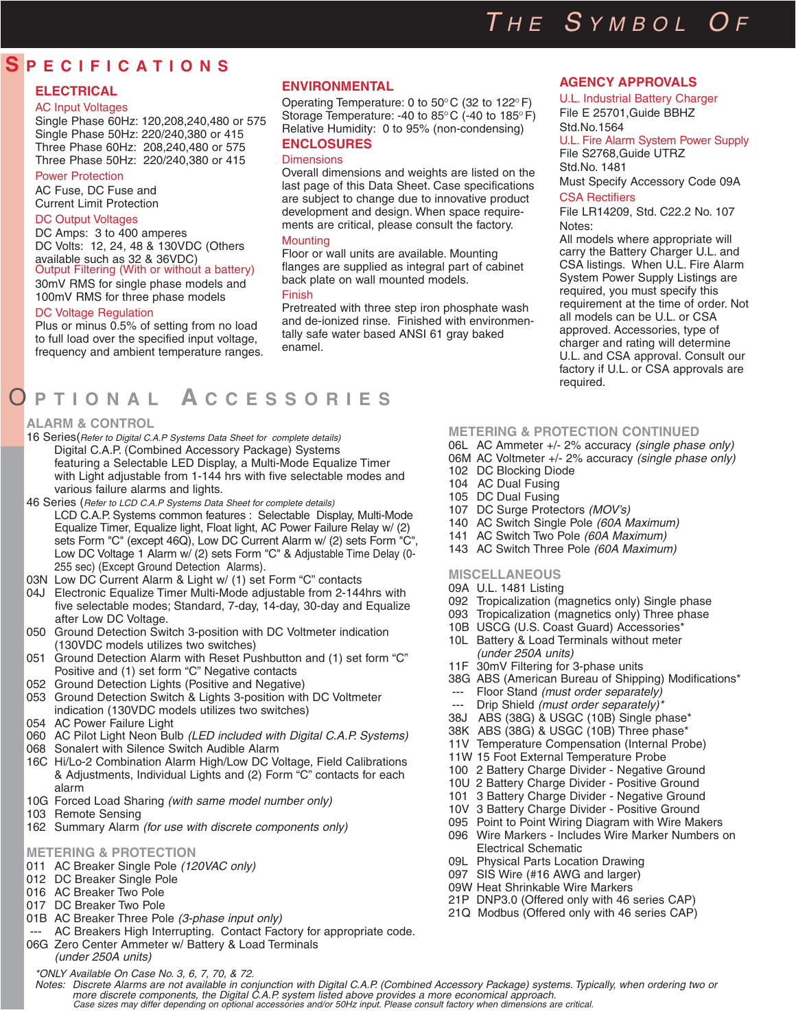# SPECIFICATIONS

## ELECTRICAL

### AC Input Voltages

Single Phase 60Hz: 120,208,240,480 or 575
Single Phase 50Hz: 220/240,380 or 415
Three Phase 60Hz: 208,240,480 or 575
Three Phase 50Hz: 220/240,380 or 415

### Power Protection

AC Fuse, DC Fuse and Current Limit Protection

### DC Output Voltages

DC Amps: 3 to 400 amperes
DC Volts: 12, 24, 48 & 130VDC (Others available such as 32 & 36VDC)

### Output Filtering (With or without a battery)

30mV RMS for single phase models and 100mV RMS for three phase models

### DC Voltage Regulation

Plus or minus 0.5% of setting from no load to full load over the specified input voltage, frequency and ambient temperature ranges.

## ENVIRONMENTAL

Operating Temperature: 0 to 50° C (32 to 122° F)
Storage Temperature: -40 to 85° C (-40 to 185° F)
Relative Humidity: 0 to 95% (non-condensing)

## ENCLOSURES

### Dimensions

Overall dimensions and weights are listed on the last page of this Data Sheet. Case specifications are subject to change due to innovative product development and design. When space requirements are critical, please consult the factory.

### Mounting

Floor or wall units are available. Mounting flanges are supplied as integral part of cabinet back plate on wall mounted models.

### Finish

Pretreated with three step iron phosphate wash and de-ionized rinse. Finished with environmentally safe water based ANSI 61 gray baked enamel.

## AGENCY APPROVALS

### U.L. Industrial Battery Charger

File E 25701,Guide BBHZ
Std.No.1564

### U.L. Fire Alarm System Power Supply

File S2768,Guide UTRZ
Std.No. 1481
Must Specify Accessory Code 09A

### CSA Rectifiers

File LR14209, Std. C22.2 No. 107

Notes:
All models where appropriate will carry the Battery Charger U.L. and CSA listings. When U.L. Fire Alarm System Power Supply Listings are required, you must specify this requirement at the time of order. Not all models can be U.L. or CSA approved. Accessories, type of charger and rating will determine U.L. and CSA approval. Consult our factory if U.L. or CSA approvals are required.

# OPTIONAL ACCESSORIES

## ALARM & CONTROL

16 Series(*Refer to Digital C.A.P Systems Data Sheet for complete details*)
Digital C.A.P. (Combined Accessory Package) Systems featuring a Selectable LED Display, a Multi-Mode Equalize Timer with Light adjustable from 1-144 hrs with five selectable modes and various failure alarms and lights.

46 Series (*Refer to LCD C.A.P Systems Data Sheet for complete details*)
LCD C.A.P. Systems common features : Selectable Display, Multi-Mode Equalize Timer, Equalize light, Float light, AC Power Failure Relay w/ (2) sets Form "C" (except 46Q), Low DC Current Alarm w/ (2) sets Form "C", Low DC Voltage 1 Alarm w/ (2) sets Form "C" & Adjustable Time Delay (0-255 sec) (Except Ground Detection Alarms).

03N Low DC Current Alarm & Light w/ (1) set Form “C” contacts
04J Electronic Equalize Timer Multi-Mode adjustable from 2-144hrs with five selectable modes; Standard, 7-day, 14-day, 30-day and Equalize after Low DC Voltage.
050 Ground Detection Switch 3-position with DC Voltmeter indication (130VDC models utilizes two switches)
051 Ground Detection Alarm with Reset Pushbutton and (1) set form “C” Positive and (1) set form “C” Negative contacts
052 Ground Detection Lights (Positive and Negative)
053 Ground Detection Switch & Lights 3-position with DC Voltmeter indication (130VDC models utilizes two switches)
054 AC Power Failure Light
060 AC Pilot Light Neon Bulb *(LED included with Digital C.A.P. Systems)*
068 Sonalert with Silence Switch Audible Alarm
16C Hi/Lo-2 Combination Alarm High/Low DC Voltage, Field Calibrations & Adjustments, Individual Lights and (2) Form “C” contacts for each alarm
10G Forced Load Sharing *(with same model number only)*
103 Remote Sensing
162 Summary Alarm *(for use with discrete components only)*

## METERING & PROTECTION

011 AC Breaker Single Pole *(120VAC only)*
012 DC Breaker Single Pole
016 AC Breaker Two Pole
017 DC Breaker Two Pole
01B AC Breaker Three Pole *(3-phase input only)*
--- AC Breakers High Interrupting. Contact Factory for appropriate code.
06G Zero Center Ammeter w/ Battery & Load Terminals *(under 250A units)*

## METERING & PROTECTION CONTINUED

06L AC Ammeter +/- 2% accuracy *(single phase only)*
06M AC Voltmeter +/- 2% accuracy *(single phase only)*
102 DC Blocking Diode
104 AC Dual Fusing
105 DC Dual Fusing
107 DC Surge Protectors *(MOV's)*
140 AC Switch Single Pole *(60A Maximum)*
141 AC Switch Two Pole *(60A Maximum)*
143 AC Switch Three Pole *(60A Maximum)*

## MISCELLANEOUS

09A U.L. 1481 Listing
092 Tropicalization (magnetics only) Single phase
093 Tropicalization (magnetics only) Three phase
10B USCG (U.S. Coast Guard) Accessories*
10L Battery & Load Terminals without meter *(under 250A units)*
11F 30mV Filtering for 3-phase units
38G ABS (American Bureau of Shipping) Modifications*
--- Floor Stand *(must order separately)*
--- Drip Shield *(must order separately)**
38J ABS (38G) & USGC (10B) Single phase*
38K ABS (38G) & USGC (10B) Three phase*
11V Temperature Compensation (Internal Probe)
11W 15 Foot External Temperature Probe
100 2 Battery Charge Divider - Negative Ground
10U 2 Battery Charge Divider - Positive Ground
101 3 Battery Charge Divider - Negative Ground
10V 3 Battery Charge Divider - Positive Ground
095 Point to Point Wiring Diagram with Wire Makers
096 Wire Markers - Includes Wire Marker Numbers on Electrical Schematic
09L Physical Parts Location Drawing
097 SIS Wire (#16 AWG and larger)
09W Heat Shrinkable Wire Markers
21P DNP3.0 (Offered only with 46 series CAP)
21Q Modbus (Offered only with 46 series CAP)

*\*ONLY Available On Case No. 3, 6, 7, 70, & 72.*

Notes: *Discrete Alarms are not available in conjunction with Digital C.A.P. (Combined Accessory Package) systems. Typically, when ordering two or more discrete components, the Digital C.A.P. system listed above provides a more economical approach.*
*Case sizes may differ depending on optional accessories and/or 50Hz input. Please consult factory when dimensions are critical.*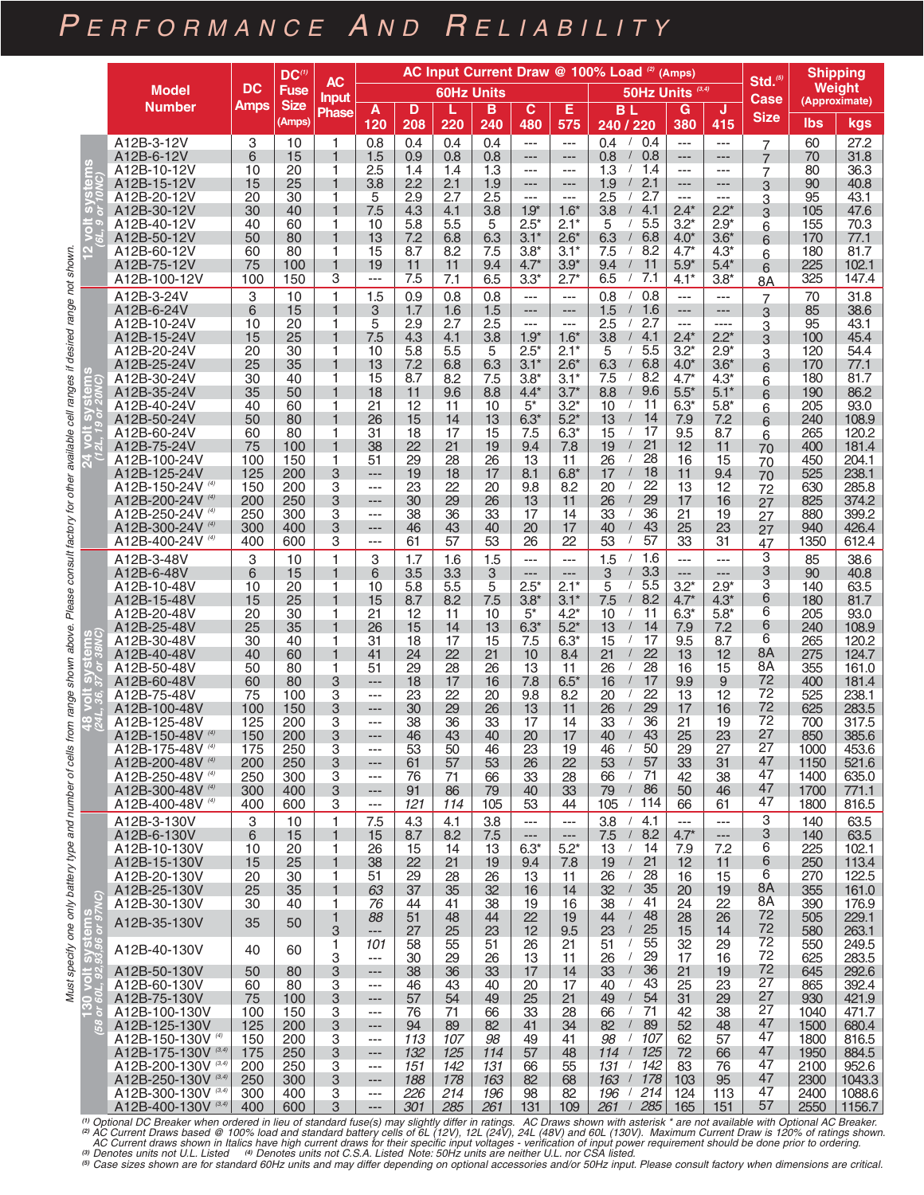# Performance And Reliability

*Must specify one only battery type and number of cells from range shown above. Please consult factory for other available cell ranges if desired range not shown.*

| System | Model Number | DC Amps | DC[1] Fuse Size (Amps) | AC Input Phase | A 120 | D 208 | L 220 | B 240 | C 480 | E 575 | B L 240 / 220 | G 380 | J 415 | Std.[5] Case Size | lbs | kgs |
|---|---|---|---|---|---|---|---|---|---|---|---|---|---|---|---|---|
| | | | | | AC Input Current Draw @ 100% Load [2] (Amps) — 60Hz Units | | | | | | 50Hz Units [3,4] | | | | Shipping Weight (Approximate) | |
| 12 volt systems (6L, 9 or 10NC) | A12B-3-12V | 3 | 10 | 1 | 0.8 | 0.4 | 0.4 | 0.4 | --- | --- | 0.4 / 0.4 | --- | --- | 7 | 60 | 27.2 |
| | A12B-6-12V | 6 | 15 | 1 | 1.5 | 0.9 | 0.8 | 0.8 | --- | --- | 0.8 / 0.8 | --- | --- | 7 | 70 | 31.8 |
| | A12B-10-12V | 10 | 20 | 1 | 2.5 | 1.4 | 1.4 | 1.3 | --- | --- | 1.3 / 1.4 | --- | --- | 7 | 80 | 36.3 |
| | A12B-15-12V | 15 | 25 | 1 | 3.8 | 2.2 | 2.1 | 1.9 | --- | --- | 1.9 / 2.1 | --- | --- | 3 | 90 | 40.8 |
| | A12B-20-12V | 20 | 30 | 1 | 5 | 2.9 | 2.7 | 2.5 | --- | --- | 2.5 / 2.7 | --- | --- | 3 | 95 | 43.1 |
| | A12B-30-12V | 30 | 40 | 1 | 7.5 | 4.3 | 4.1 | 3.8 | 1.9* | 1.6* | 3.8 / 4.1 | 2.4* | 2.2* | 3 | 105 | 47.6 |
| | A12B-40-12V | 40 | 60 | 1 | 10 | 5.8 | 5.5 | 5 | 2.5* | 2.1* | 5 / 5.5 | 3.2* | 2.9* | 6 | 155 | 70.3 |
| | A12B-50-12V | 50 | 80 | 1 | 13 | 7.2 | 6.8 | 6.3 | 3.1* | 2.6* | 6.3 / 6.8 | 4.0* | 3.6* | 6 | 170 | 77.1 |
| | A12B-60-12V | 60 | 80 | 1 | 15 | 8.7 | 8.2 | 7.5 | 3.8* | 3.1* | 7.5 / 8.2 | 4.7* | 4.3* | 6 | 180 | 81.7 |
| | A12B-75-12V | 75 | 100 | 1 | 19 | 11 | 11 | 9.4 | 4.7* | 3.9* | 9.4 / 11 | 5.9* | 5.4* | 6 | 225 | 102.1 |
| | A12B-100-12V | 100 | 150 | 3 | --- | 7.5 | 7.1 | 6.5 | 3.3* | 2.7* | 6.5 / 7.1 | 4.1* | 3.8* | 8A | 325 | 147.4 |
| 24 volt systems (12L, 19 or 20NC) | A12B-3-24V | 3 | 10 | 1 | 1.5 | 0.9 | 0.8 | 0.8 | --- | --- | 0.8 / 0.8 | --- | --- | 7 | 70 | 31.8 |
| | A12B-6-24V | 6 | 15 | 1 | 3 | 1.7 | 1.6 | 1.5 | --- | --- | 1.5 / 1.6 | --- | --- | 3 | 85 | 38.6 |
| | A12B-10-24V | 10 | 20 | 1 | 5 | 2.9 | 2.7 | 2.5 | --- | --- | 2.5 / 2.7 | --- | ---- | 3 | 95 | 43.1 |
| | A12B-15-24V | 15 | 25 | 1 | 7.5 | 4.3 | 4.1 | 3.8 | 1.9* | 1.6* | 3.8 / 4.1 | 2.4* | 2.2* | 3 | 100 | 45.4 |
| | A12B-20-24V | 20 | 30 | 1 | 10 | 5.8 | 5.5 | 5 | 2.5* | 2.1* | 5 / 5.5 | 3.2* | 2.9* | 3 | 120 | 54.4 |
| | A12B-25-24V | 25 | 35 | 1 | 13 | 7.2 | 6.8 | 6.3 | 3.1* | 2.6* | 6.3 / 6.8 | 4.0* | 3.6* | 6 | 170 | 77.1 |
| | A12B-30-24V | 30 | 40 | 1 | 15 | 8.7 | 8.2 | 7.5 | 3.8* | 3.1* | 7.5 / 8.2 | 4.7* | 4.3* | 6 | 180 | 81.7 |
| | A12B-35-24V | 35 | 50 | 1 | 18 | 11 | 9.6 | 8.8 | 4.4* | 3.7* | 8.8 / 9.6 | 5.5* | 5.1* | 6 | 190 | 86.2 |
| | A12B-40-24V | 40 | 60 | 1 | 21 | 12 | 11 | 10 | 5* | 3.2* | 10 / 11 | 6.3* | 5.8* | 6 | 205 | 93.0 |
| | A12B-50-24V | 50 | 80 | 1 | 26 | 15 | 14 | 13 | 6.3* | 5.2* | 13 / 14 | 7.9 | 7.2 | 6 | 240 | 108.9 |
| | A12B-60-24V | 60 | 80 | 1 | 31 | 18 | 17 | 15 | 7.5 | 6.3* | 15 / 17 | 9.5 | 8.7 | 6 | 265 | 120.2 |
| | A12B-75-24V | 75 | 100 | 1 | 38 | 22 | 21 | 19 | 9.4 | 7.8 | 19 / 21 | 12 | 11 | 70 | 400 | 181.4 |
| | A12B-100-24V | 100 | 150 | 1 | 51 | 29 | 28 | 26 | 13 | 11 | 26 / 28 | 16 | 15 | 70 | 450 | 204.1 |
| | A12B-125-24V | 125 | 200 | 3 | --- | 19 | 18 | 17 | 8.1 | 6.8* | 17 / 18 | 11 | 9.4 | 70 | 525 | 238.1 |
| | A12B-150-24V [4] | 150 | 200 | 3 | --- | 23 | 22 | 20 | 9.8 | 8.2 | 20 / 22 | 13 | 12 | 72 | 630 | 285.8 |
| | A12B-200-24V [4] | 200 | 250 | 3 | --- | 30 | 29 | 26 | 13 | 11 | 26 / 29 | 17 | 16 | 27 | 825 | 374.2 |
| | A12B-250-24V [4] | 250 | 300 | 3 | --- | 38 | 36 | 33 | 17 | 14 | 33 / 36 | 21 | 19 | 27 | 880 | 399.2 |
| | A12B-300-24V [4] | 300 | 400 | 3 | --- | 46 | 43 | 40 | 20 | 17 | 40 / 43 | 25 | 23 | 27 | 940 | 426.4 |
| | A12B-400-24V [4] | 400 | 600 | 3 | --- | 61 | 57 | 53 | 26 | 22 | 53 / 57 | 33 | 31 | 47 | 1350 | 612.4 |
| 48 volt systems (24L, 36, 37 or 38NC) | A12B-3-48V | 3 | 10 | 1 | 3 | 1.7 | 1.6 | 1.5 | --- | --- | 1.5 / 1.6 | --- | --- | 3 | 85 | 38.6 |
| | A12B-6-48V | 6 | 15 | 1 | 6 | 3.5 | 3.3 | 3 | --- | --- | 3 / 3.3 | --- | --- | 3 | 90 | 40.8 |
| | A12B-10-48V | 10 | 20 | 1 | 10 | 5.8 | 5.5 | 5 | 2.5* | 2.1* | 5 / 5.5 | 3.2* | 2.9* | 3 | 140 | 63.5 |
| | A12B-15-48V | 15 | 25 | 1 | 15 | 8.7 | 8.2 | 7.5 | 3.8* | 3.1* | 7.5 / 8.2 | 4.7* | 4.3* | 6 | 180 | 81.7 |
| | A12B-20-48V | 20 | 30 | 1 | 21 | 12 | 11 | 10 | 5* | 4.2* | 10 / 11 | 6.3* | 5.8* | 6 | 205 | 93.0 |
| | A12B-25-48V | 25 | 35 | 1 | 26 | 15 | 14 | 13 | 6.3* | 5.2* | 13 / 14 | 7.9 | 7.2 | 6 | 240 | 108.9 |
| | A12B-30-48V | 30 | 40 | 1 | 31 | 18 | 17 | 15 | 7.5 | 6.3* | 15 / 17 | 9.5 | 8.7 | 6 | 265 | 120.2 |
| | A12B-40-48V | 40 | 60 | 1 | 41 | 24 | 22 | 21 | 10 | 8.4 | 21 / 22 | 13 | 12 | 8A | 275 | 124.7 |
| | A12B-50-48V | 50 | 80 | 1 | 51 | 29 | 28 | 26 | 13 | 11 | 26 / 28 | 16 | 15 | 8A | 355 | 161.0 |
| | A12B-60-48V | 60 | 80 | 3 | --- | 18 | 17 | 16 | 7.8 | 6.5* | 16 / 17 | 9.9 | 9 | 72 | 400 | 181.4 |
| | A12B-75-48V | 75 | 100 | 3 | --- | 23 | 22 | 20 | 9.8 | 8.2 | 20 / 22 | 13 | 12 | 72 | 525 | 238.1 |
| | A12B-100-48V | 100 | 150 | 3 | --- | 30 | 29 | 26 | 13 | 11 | 26 / 29 | 17 | 16 | 72 | 625 | 283.5 |
| | A12B-125-48V | 125 | 200 | 3 | --- | 38 | 36 | 33 | 17 | 14 | 33 / 36 | 21 | 19 | 72 | 700 | 317.5 |
| | A12B-150-48V [4] | 150 | 200 | 3 | --- | 46 | 43 | 40 | 20 | 17 | 40 / 43 | 25 | 23 | 27 | 850 | 385.6 |
| | A12B-175-48V [4] | 175 | 250 | 3 | --- | 53 | 50 | 46 | 23 | 19 | 46 / 50 | 29 | 27 | 27 | 1000 | 453.6 |
| | A12B-200-48V [4] | 200 | 250 | 3 | --- | 61 | 57 | 53 | 26 | 22 | 53 / 57 | 33 | 31 | 47 | 1150 | 521.6 |
| | A12B-250-48V [4] | 250 | 300 | 3 | --- | 76 | 71 | 66 | 33 | 28 | 66 / 71 | 42 | 38 | 47 | 1400 | 635.0 |
| | A12B-300-48V [4] | 300 | 400 | 3 | --- | 91 | 86 | 79 | 40 | 33 | 79 / 86 | 50 | 46 | 47 | 1700 | 771.1 |
| | A12B-400-48V [4] | 400 | 600 | 3 | --- | *121* | *114* | 105 | 53 | 44 | 105 / *114* | 66 | 61 | 47 | 1800 | 816.5 |
| 130 volt systems (58 or 60L, 92,93,96 or 97NC) | A12B-3-130V | 3 | 10 | 1 | 7.5 | 4.3 | 4.1 | 3.8 | --- | --- | 3.8 / 4.1 | --- | --- | 3 | 140 | 63.5 |
| | A12B-6-130V | 6 | 15 | 1 | 15 | 8.7 | 8.2 | 7.5 | --- | --- | 7.5 / 8.2 | 4.7* | --- | 3 | 140 | 63.5 |
| | A12B-10-130V | 10 | 20 | 1 | 26 | 15 | 14 | 13 | 6.3* | 5.2* | 13 / 14 | 7.9 | 7.2 | 6 | 225 | 102.1 |
| | A12B-15-130V | 15 | 25 | 1 | 38 | 22 | 21 | 19 | 9.4 | 7.8 | 19 / 21 | 12 | 11 | 6 | 250 | 113.4 |
| | A12B-20-130V | 20 | 30 | 1 | 51 | 29 | 28 | 26 | 13 | 11 | 26 / 28 | 16 | 15 | 6 | 270 | 122.5 |
| | A12B-25-130V | 25 | 35 | 1 | *63* | 37 | 35 | 32 | 16 | 14 | 32 / 35 | 20 | 19 | 8A | 355 | 161.0 |
| | A12B-30-130V | 30 | 40 | 1 | *76* | 44 | 41 | 38 | 19 | 16 | 38 / 41 | 24 | 22 | 8A | 390 | 176.9 |
| | A12B-35-130V | 35 | 50 | 1 | *88* | 51 | 48 | 44 | 22 | 19 | 44 / 48 | 28 | 26 | 72 | 505 | 229.1 |
| | | | | 3 | --- | 27 | 25 | 23 | 12 | 9.5 | 23 / 25 | 15 | 14 | 72 | 580 | 263.1 |
| | A12B-40-130V | 40 | 60 | 1 | *101* | 58 | 55 | 51 | 26 | 21 | 51 / 55 | 32 | 29 | 72 | 550 | 249.5 |
| | | | | 3 | --- | 30 | 29 | 26 | 13 | 11 | 26 / 29 | 17 | 16 | 72 | 625 | 283.5 |
| | A12B-50-130V | 50 | 80 | 3 | --- | 38 | 36 | 33 | 17 | 14 | 33 / 36 | 21 | 19 | 72 | 645 | 292.6 |
| | A12B-60-130V | 60 | 80 | 3 | --- | 46 | 43 | 40 | 20 | 17 | 40 / 43 | 25 | 23 | 27 | 865 | 392.4 |
| | A12B-75-130V | 75 | 100 | 3 | --- | 57 | 54 | 49 | 25 | 21 | 49 / 54 | 31 | 29 | 27 | 930 | 421.9 |
| | A12B-100-130V | 100 | 150 | 3 | --- | 76 | 71 | 66 | 33 | 28 | 66 / 71 | 42 | 38 | 27 | 1040 | 471.7 |
| | A12B-125-130V | 125 | 200 | 3 | --- | 94 | 89 | 82 | 41 | 34 | 82 / 89 | 52 | 48 | 47 | 1500 | 680.4 |
| | A12B-150-130V [4] | 150 | 200 | 3 | --- | *113* | *107* | *98* | 49 | 41 | *98* / *107* | 62 | 57 | 47 | 1800 | 816.5 |
| | A12B-175-130V [3,4] | 175 | 250 | 3 | --- | *132* | *125* | *114* | 57 | 48 | *114* / *125* | 72 | 66 | 47 | 1950 | 884.5 |
| | A12B-200-130V [3,4] | 200 | 250 | 3 | --- | *151* | *142* | *131* | 66 | 55 | *131* / *142* | 83 | 76 | 47 | 2100 | 952.6 |
| | A12B-250-130V [3,4] | 250 | 300 | 3 | --- | *188* | *178* | *163* | 82 | 68 | *163* / *178* | 103 | 95 | 47 | 2300 | 1043.3 |
| | A12B-300-130V [3,4] | 300 | 400 | 3 | --- | *226* | *214* | *196* | 98 | 82 | *196* / *214* | 124 | 113 | 47 | 2400 | 1088.6 |
| | A12B-400-130V [3,4] | 400 | 600 | 3 | --- | *301* | *285* | *261* | 131 | 109 | *261* / *285* | 165 | 151 | 57 | 2550 | 1156.7 |

[1] Optional DC Breaker when ordered in lieu of standard fuse(s) may slightly differ in ratings. AC Draws shown with asterisk * are not available with Optional AC Breaker.
[2] AC Current Draws based @ 100% load and standard battery cells of 6L (12V), 12L (24V), 24L (48V) and 60L (130V). Maximum Current Draw is 120% of ratings shown. AC Current draws shown in Italics have high current draws for their specific input voltages - verification of input power requirement should be done prior to ordering.
[3] Denotes units not U.L. Listed [4] Denotes units not C.S.A. Listed Note: 50Hz units are neither U.L. nor CSA listed.
[5] Case sizes shown are for standard 60Hz units and may differ depending on optional accessories and/or 50Hz input. Please consult factory when dimensions are critical.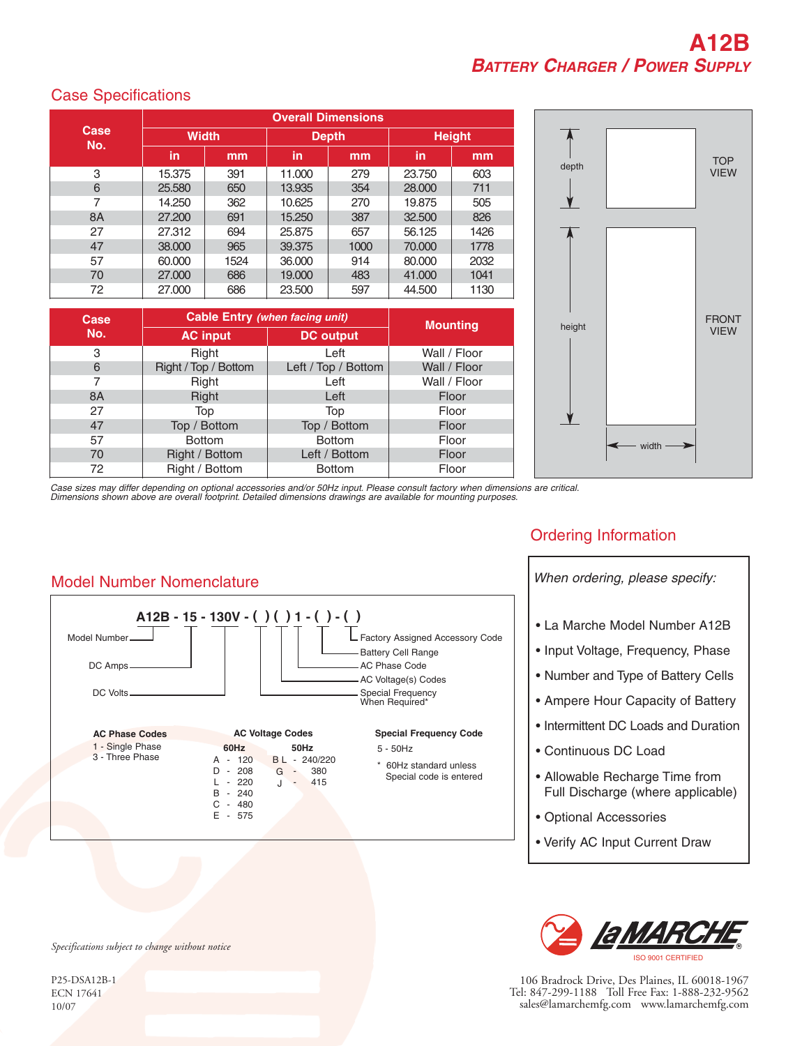# A12B

## BATTERY CHARGER / POWER SUPPLY

## Case Specifications

| Case No. | Overall Dimensions | | | | | |
|---|---|---|---|---|---|---|
| | Width | | Depth | | Height | |
| | in | mm | in | mm | in | mm |
| 3 | 15.375 | 391 | 11.000 | 279 | 23.750 | 603 |
| 6 | 25.580 | 650 | 13.935 | 354 | 28.000 | 711 |
| 7 | 14.250 | 362 | 10.625 | 270 | 19.875 | 505 |
| 8A | 27.200 | 691 | 15.250 | 387 | 32.500 | 826 |
| 27 | 27.312 | 694 | 25.875 | 657 | 56.125 | 1426 |
| 47 | 38.000 | 965 | 39.375 | 1000 | 70.000 | 1778 |
| 57 | 60.000 | 1524 | 36.000 | 914 | 80.000 | 2032 |
| 70 | 27.000 | 686 | 19.000 | 483 | 41.000 | 1041 |
| 72 | 27.000 | 686 | 23.500 | 597 | 44.500 | 1130 |

| Case No. | Cable Entry *(when facing unit)* | | Mounting |
|---|---|---|---|
| | AC input | DC output | |
| 3 | Right | Left | Wall / Floor |
| 6 | Right / Top / Bottom | Left / Top / Bottom | Wall / Floor |
| 7 | Right | Left | Wall / Floor |
| 8A | Right | Left | Floor |
| 27 | Top | Top | Floor |
| 47 | Top / Bottom | Top / Bottom | Floor |
| 57 | Bottom | Bottom | Floor |
| 70 | Right / Bottom | Left / Bottom | Floor |
| 72 | Right / Bottom | Bottom | Floor |

depth
TOP VIEW
height
FRONT VIEW
width

*Case sizes may differ depending on optional accessories and/or 50Hz input. Please consult factory when dimensions are critical.*
*Dimensions shown above are overall footprint. Detailed dimensions drawings are available for mounting purposes.*

## Model Number Nomenclature

**A12B - 15 - 130V - ( ) ( ) 1 - ( ) - ( )**

- Model Number
- DC Amps
- DC Volts
- Special Frequency When Required*
- AC Voltage(s) Codes
- AC Phase Code
- Battery Cell Range
- Factory Assigned Accessory Code

**AC Phase Codes**

1 - Single Phase
3 - Three Phase

**AC Voltage Codes**

| 60Hz | 50Hz |
|---|---|
| A - 120 | B L - 240/220 |
| D - 208 | G - 380 |
| L - 220 | J - 415 |
| B - 240 | |
| C - 480 | |
| E - 575 | |

**Special Frequency Code**

5 - 50Hz

\* 60Hz standard unless Special code is entered

## Ordering Information

*When ordering, please specify:*

- La Marche Model Number A12B
- Input Voltage, Frequency, Phase
- Number and Type of Battery Cells
- Ampere Hour Capacity of Battery
- Intermittent DC Loads and Duration
- Continuous DC Load
- Allowable Recharge Time from Full Discharge (where applicable)
- Optional Accessories
- Verify AC Input Current Draw

*Specifications subject to change without notice*

P25-DSA12B-1
ECN 17641
10/07

La MARCHE®
ISO 9001 CERTIFIED

106 Bradrock Drive, Des Plaines, IL 60018-1967
Tel: 847-299-1188 Toll Free Fax: 1-888-232-9562
sales@lamarchemfg.com www.lamarchemfg.com